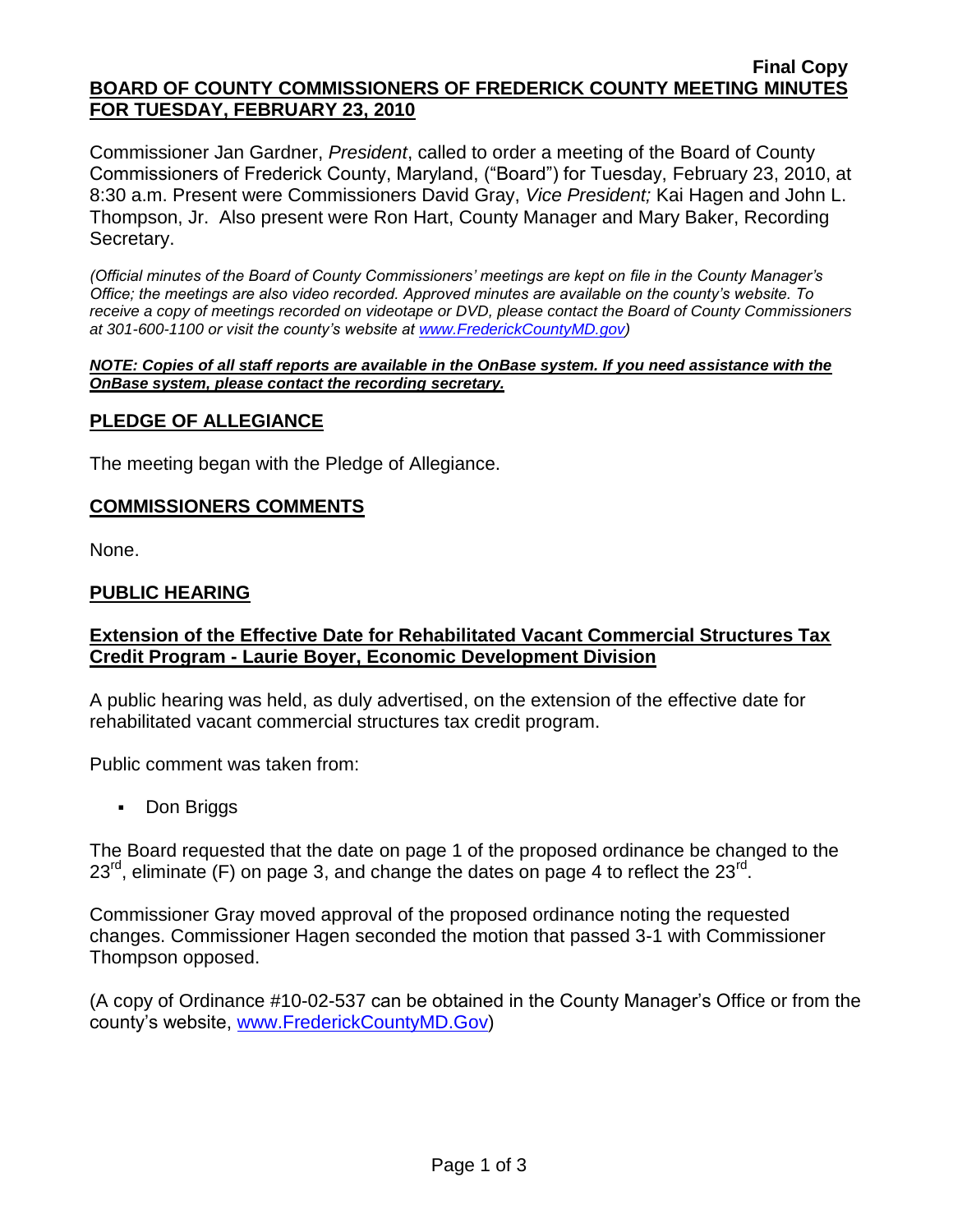**Final Copy**

**BOARD OF COUNTY COMMISSIONERS OF FREDERICK COUNTY MEETING MINUTES FOR TUESDAY, FEBRUARY 23, 2010**

Commissioner Jan Gardner, *President*, called to order a meeting of the Board of County Commissioners of Frederick County, Maryland, ("Board") for Tuesday, February 23, 2010, at 8:30 a.m. Present were Commissioners David Gray, *Vice President;* Kai Hagen and John L. Thompson, Jr. Also present were Ron Hart, County Manager and Mary Baker, Recording Secretary.

*(Official minutes of the Board of County Commissioners' meetings are kept on file in the County Manager's Office; the meetings are also video recorded. Approved minutes are available on the county's website. To receive a copy of meetings recorded on videotape or DVD, please contact the Board of County Commissioners at 301-600-1100 or visit the county's website at www.FrederickCountyMD.gov)*

***NOTE: Copies of all staff reports are available in the OnBase system. If you need assistance with the OnBase system, please contact the recording secretary.***

## PLEDGE OF ALLEGIANCE

The meeting began with the Pledge of Allegiance.

## COMMISSIONERS COMMENTS

None.

## PUBLIC HEARING

### Extension of the Effective Date for Rehabilitated Vacant Commercial Structures Tax Credit Program - Laurie Boyer, Economic Development Division

A public hearing was held, as duly advertised, on the extension of the effective date for rehabilitated vacant commercial structures tax credit program.

Public comment was taken from:

- Don Briggs

The Board requested that the date on page 1 of the proposed ordinance be changed to the 23rd, eliminate (F) on page 3, and change the dates on page 4 to reflect the 23rd.

Commissioner Gray moved approval of the proposed ordinance noting the requested changes. Commissioner Hagen seconded the motion that passed 3-1 with Commissioner Thompson opposed.

(A copy of Ordinance #10-02-537 can be obtained in the County Manager's Office or from the county's website, www.FrederickCountyMD.Gov)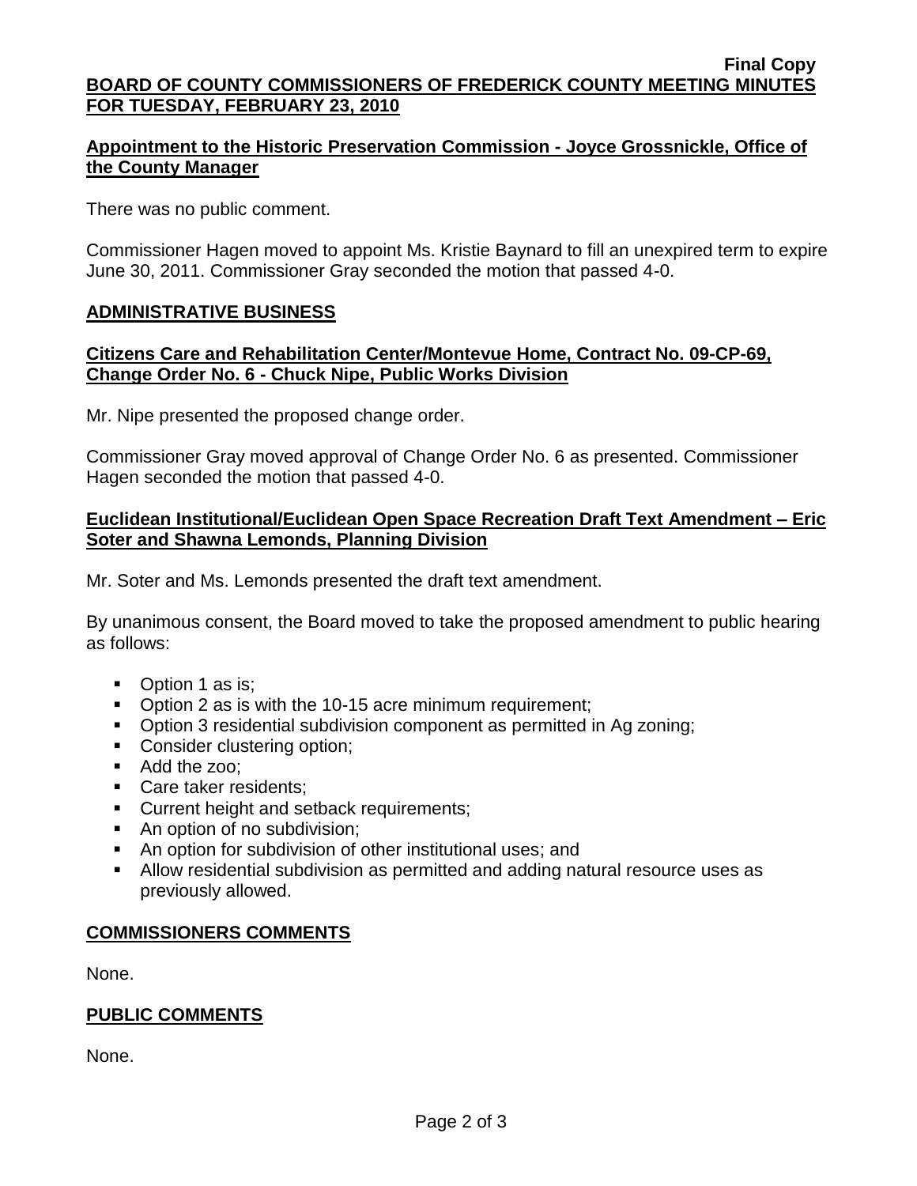## Appointment to the Historic Preservation Commission - Joyce Grossnickle, Office of the County Manager

There was no public comment.

Commissioner Hagen moved to appoint Ms. Kristie Baynard to fill an unexpired term to expire June 30, 2011. Commissioner Gray seconded the motion that passed 4-0.

## ADMINISTRATIVE BUSINESS

### Citizens Care and Rehabilitation Center/Montevue Home, Contract No. 09-CP-69, Change Order No. 6 - Chuck Nipe, Public Works Division

Mr. Nipe presented the proposed change order.

Commissioner Gray moved approval of Change Order No. 6 as presented. Commissioner Hagen seconded the motion that passed 4-0.

### Euclidean Institutional/Euclidean Open Space Recreation Draft Text Amendment – Eric Soter and Shawna Lemonds, Planning Division

Mr. Soter and Ms. Lemonds presented the draft text amendment.

By unanimous consent, the Board moved to take the proposed amendment to public hearing as follows:

- Option 1 as is;
- Option 2 as is with the 10-15 acre minimum requirement;
- Option 3 residential subdivision component as permitted in Ag zoning;
- Consider clustering option;
- Add the zoo;
- Care taker residents;
- Current height and setback requirements;
- An option of no subdivision;
- An option for subdivision of other institutional uses; and
- Allow residential subdivision as permitted and adding natural resource uses as previously allowed.

## COMMISSIONERS COMMENTS

None.

## PUBLIC COMMENTS

None.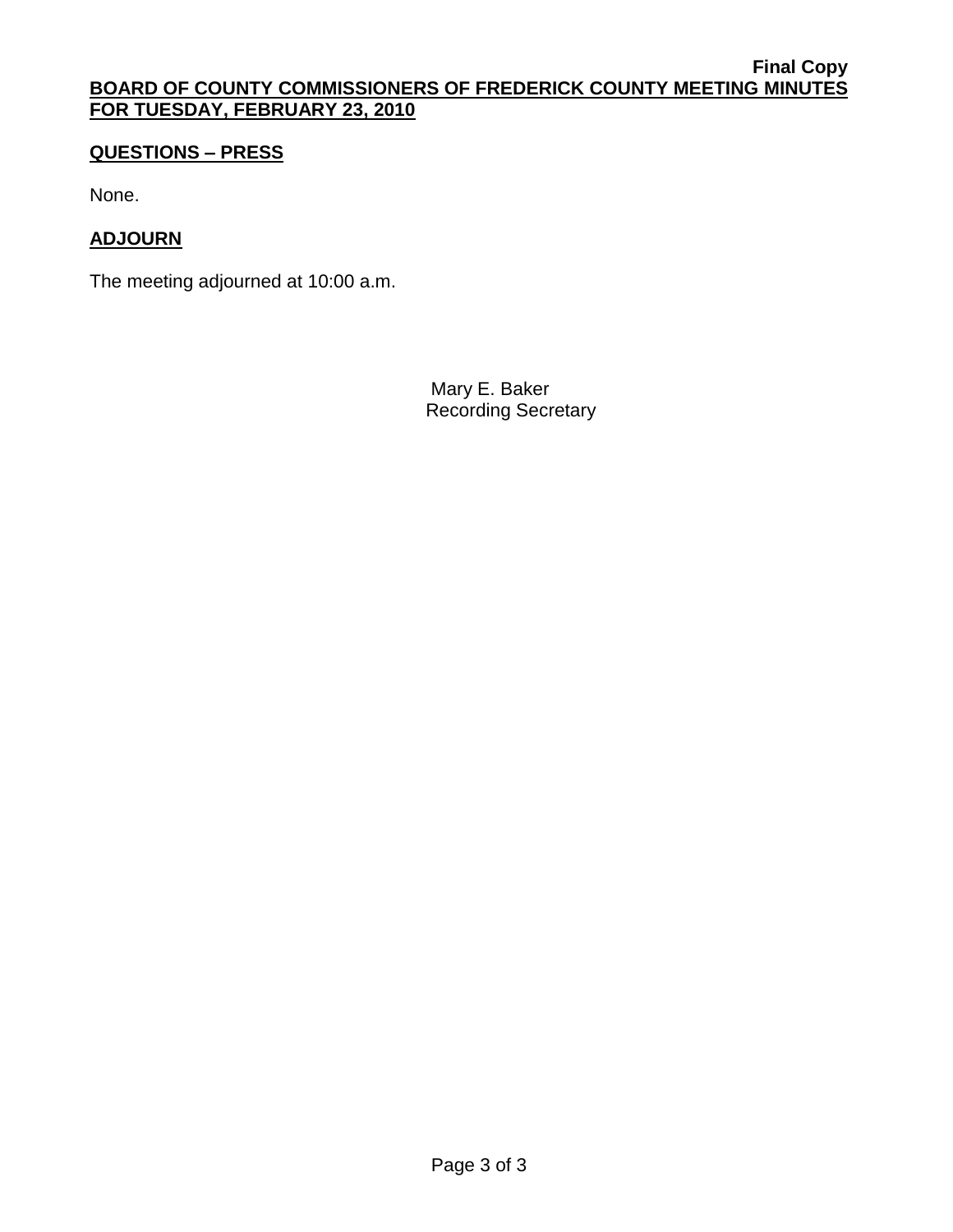## QUESTIONS – PRESS

None.

## ADJOURN

The meeting adjourned at 10:00 a.m.

Mary E. Baker
Recording Secretary